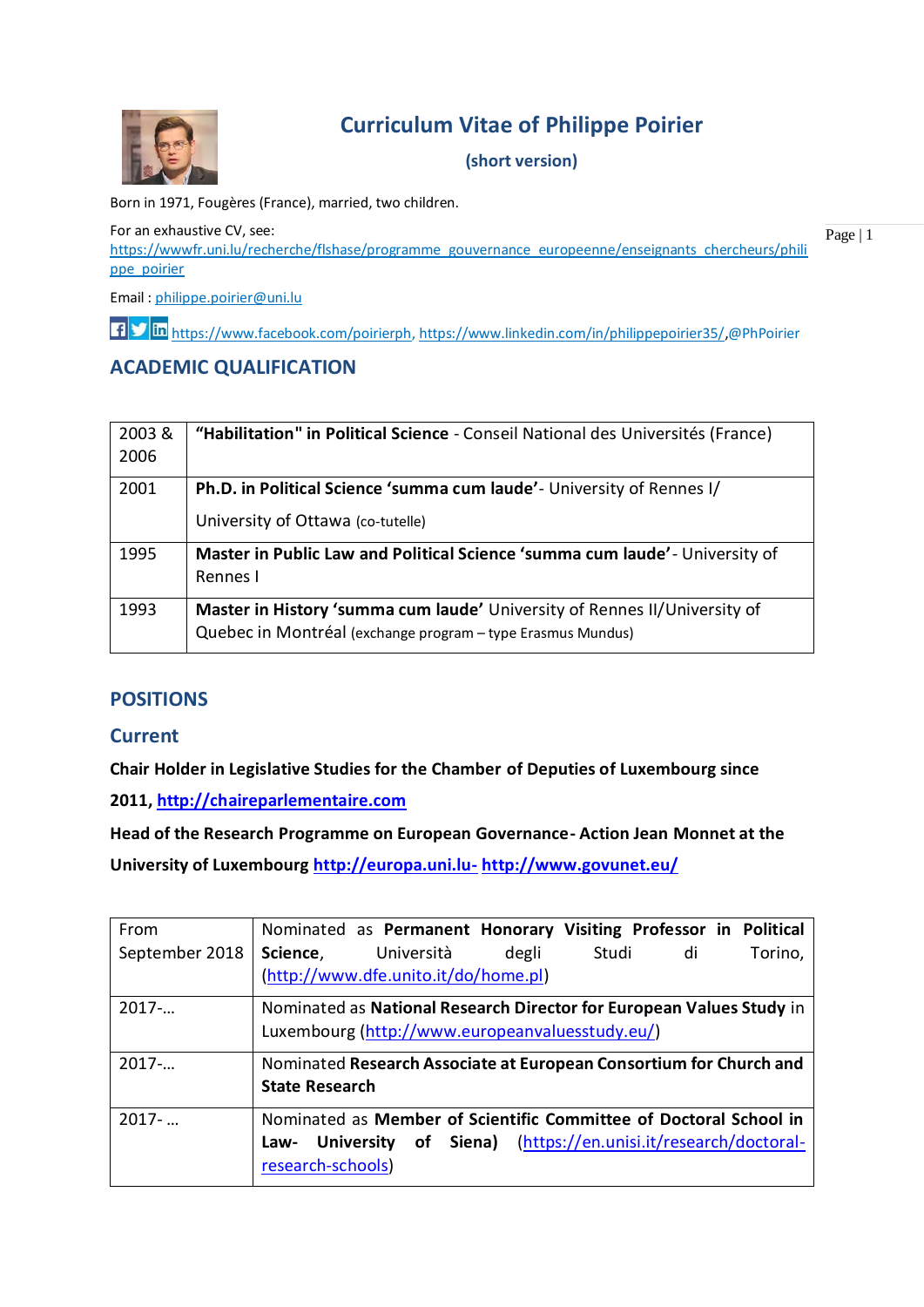# Curriculum Vitae of Philippe Poirier

**(short version)**

Born in 1971, Fougères (France), married, two children.

For an exhaustive CV, see: https://wwwfr.uni.lu/recherche/flshase/programme_gouvernance_europeenne/enseignants_chercheurs/philippe_poirier

Email : philippe.poirier@uni.lu

https://www.facebook.com/poirierph, https://www.linkedin.com/in/philippepoirier35/,@PhPoirier

## ACADEMIC QUALIFICATION

| | |
|---|---|
| 2003 & 2006 | **"Habilitation" in Political Science** - Conseil National des Universités (France) |
| 2001 | **Ph.D. in Political Science 'summa cum laude'**- University of Rennes I/ University of Ottawa (co-tutelle) |
| 1995 | **Master in Public Law and Political Science 'summa cum laude'** - University of Rennes I |
| 1993 | **Master in History 'summa cum laude'** University of Rennes II/University of Quebec in Montréal (exchange program – type Erasmus Mundus) |

## POSITIONS

### Current

**Chair Holder in Legislative Studies for the Chamber of Deputies of Luxembourg since 2011, http://chaireparlementaire.com**

**Head of the Research Programme on European Governance- Action Jean Monnet at the University of Luxembourg http://europa.uni.lu- http://www.govunet.eu/**

| | |
|---|---|
| From September 2018 | Nominated as **Permanent Honorary Visiting Professor in Political Science**, Università degli Studi di Torino, (http://www.dfe.unito.it/do/home.pl) |
| 2017-… | Nominated as **National Research Director for European Values Study** in Luxembourg (http://www.europeanvaluesstudy.eu/) |
| 2017-… | Nominated **Research Associate at European Consortium for Church and State Research** |
| 2017- … | Nominated as **Member of Scientific Committee of Doctoral School in Law- University of Siena)** (https://en.unisi.it/research/doctoral-research-schools) |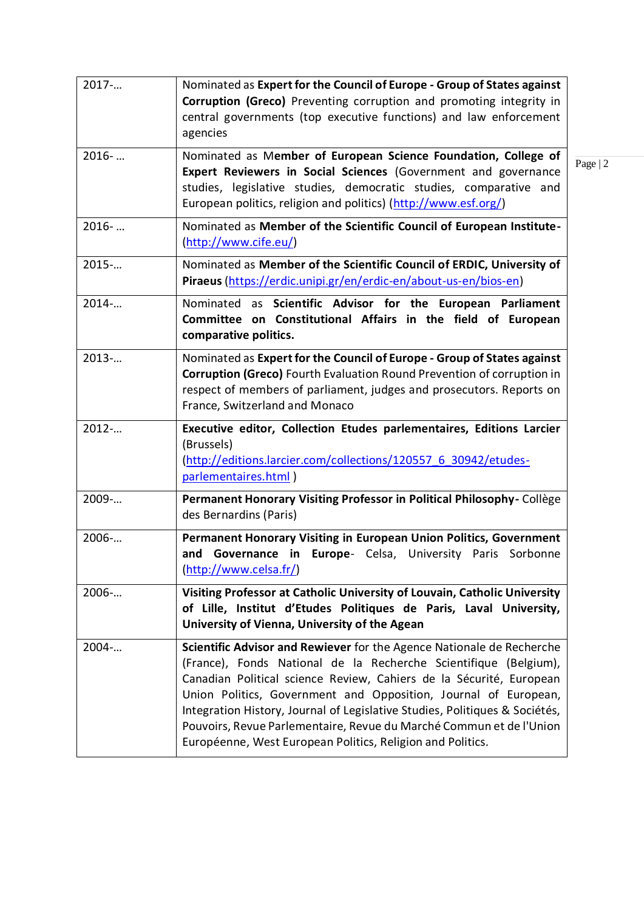| | |
|---|---|
| 2017-… | Nominated as **Expert for the Council of Europe - Group of States against Corruption (Greco)** Preventing corruption and promoting integrity in central governments (top executive functions) and law enforcement agencies |
| 2016- … | Nominated as M**ember of European Science Foundation, College of Expert Reviewers in Social Sciences** (Government and governance studies, legislative studies, democratic studies, comparative and European politics, religion and politics) (http://www.esf.org/) |
| 2016- … | Nominated as **Member of the Scientific Council of European Institute-** (http://www.cife.eu/) |
| 2015-… | Nominated as **Member of the Scientific Council of ERDIC, University of Piraeus** (https://erdic.unipi.gr/en/erdic-en/about-us-en/bios-en) |
| 2014-… | Nominated as **Scientific Advisor for the European Parliament Committee on Constitutional Affairs in the field of European comparative politics.** |
| 2013-… | Nominated as **Expert for the Council of Europe - Group of States against Corruption (Greco)** Fourth Evaluation Round Prevention of corruption in respect of members of parliament, judges and prosecutors. Reports on France, Switzerland and Monaco |
| 2012-… | **Executive editor, Collection Etudes parlementaires, Editions Larcier** (Brussels) (http://editions.larcier.com/collections/120557_6_30942/etudes-parlementaires.html ) |
| 2009-… | **Permanent Honorary Visiting Professor in Political Philosophy-** Collège des Bernardins (Paris) |
| 2006-… | **Permanent Honorary Visiting in European Union Politics, Government and Governance in Europe**- Celsa, University Paris Sorbonne (http://www.celsa.fr/) |
| 2006-… | **Visiting Professor at Catholic University of Louvain, Catholic University of Lille, Institut d'Etudes Politiques de Paris, Laval University, University of Vienna, University of the Agean** |
| 2004-… | **Scientific Advisor and Rewiewer** for the Agence Nationale de Recherche (France), Fonds National de la Recherche Scientifique (Belgium), Canadian Political science Review, Cahiers de la Sécurité, European Union Politics, Government and Opposition, Journal of European, Integration History, Journal of Legislative Studies, Politiques & Sociétés, Pouvoirs, Revue Parlementaire, Revue du Marché Commun et de l'Union Européenne, West European Politics, Religion and Politics. |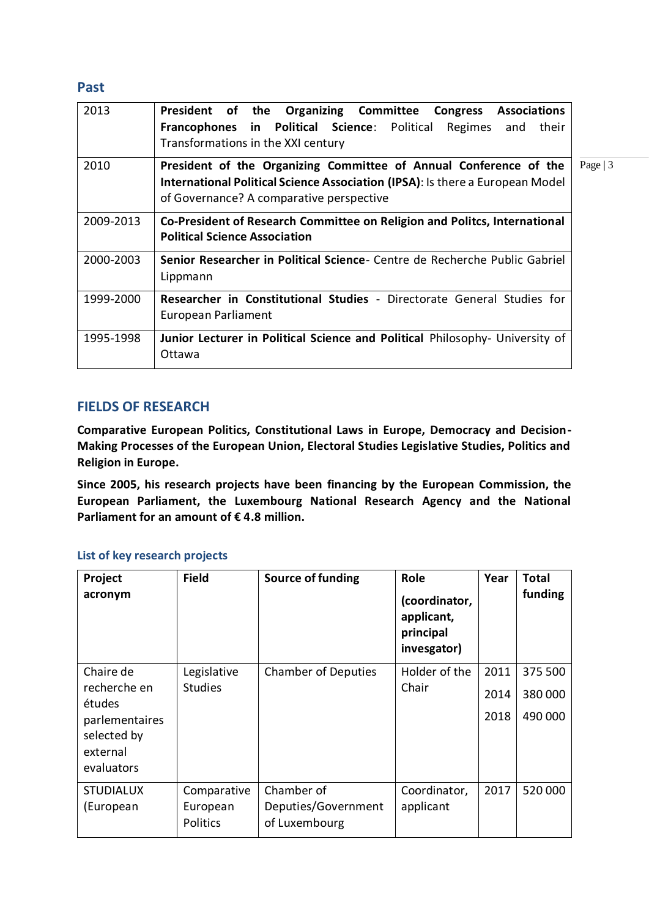### Past

| | |
|---|---|
| 2013 | **President of the Organizing Committee Congress Associations Francophones in Political Science**: Political Regimes and their Transformations in the XXI century |
| 2010 | **President of the Organizing Committee of Annual Conference of the International Political Science Association (IPSA)**: Is there a European Model of Governance? A comparative perspective |
| 2009-2013 | **Co-President of Research Committee on Religion and Politcs, International Political Science Association** |
| 2000-2003 | **Senior Researcher in Political Science**- Centre de Recherche Public Gabriel Lippmann |
| 1999-2000 | **Researcher in Constitutional Studies** - Directorate General Studies for European Parliament |
| 1995-1998 | **Junior Lecturer in Political Science and Political** Philosophy- University of Ottawa |

## FIELDS OF RESEARCH

**Comparative European Politics, Constitutional Laws in Europe, Democracy and Decision-Making Processes of the European Union, Electoral Studies Legislative Studies, Politics and Religion in Europe.**

**Since 2005, his research projects have been financing by the European Commission, the European Parliament, the Luxembourg National Research Agency and the National Parliament for an amount of € 4.8 million.**

### List of key research projects

| Project acronym | Field | Source of funding | Role (coordinator, applicant, principal invesgator) | Year | Total funding |
|---|---|---|---|---|---|
| Chaire de recherche en études parlementaires selected by external evaluators | Legislative Studies | Chamber of Deputies | Holder of the Chair | 2011<br>2014<br>2018 | 375 500<br>380 000<br>490 000 |
| STUDIALUX (European | Comparative European Politics | Chamber of Deputies/Government of Luxembourg | Coordinator, applicant | 2017 | 520 000 |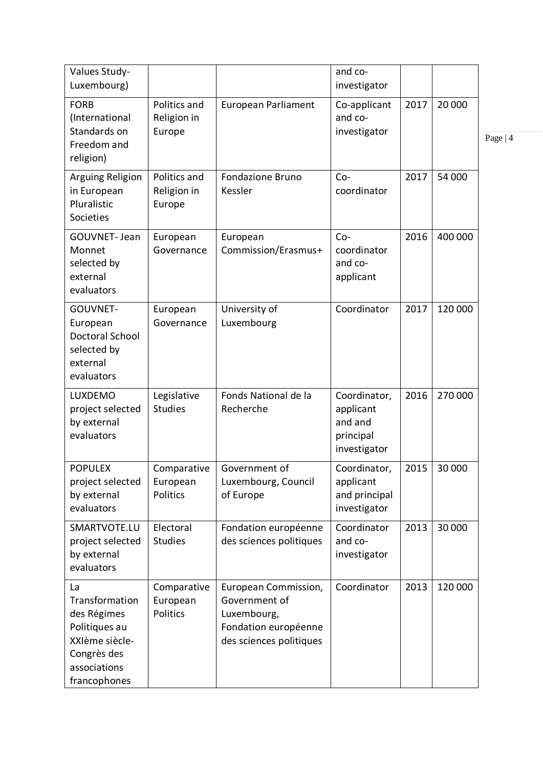| Values Study-Luxembourg) | | | and co-investigator | | |
|---|---|---|---|---|---|
| FORB (International Standards on Freedom and religion) | Politics and Religion in Europe | European Parliament | Co-applicant and co-investigator | 2017 | 20 000 |
| Arguing Religion in European Pluralistic Societies | Politics and Religion in Europe | Fondazione Bruno Kessler | Co-coordinator | 2017 | 54 000 |
| GOUVNET- Jean Monnet selected by external evaluators | European Governance | European Commission/Erasmus+ | Co-coordinator and co-applicant | 2016 | 400 000 |
| GOUVNET- European Doctoral School selected by external evaluators | European Governance | University of Luxembourg | Coordinator | 2017 | 120 000 |
| LUXDEMO project selected by external evaluators | Legislative Studies | Fonds National de la Recherche | Coordinator, applicant and and principal investigator | 2016 | 270 000 |
| POPULEX project selected by external evaluators | Comparative European Politics | Government of Luxembourg, Council of Europe | Coordinator, applicant and principal investigator | 2015 | 30 000 |
| SMARTVOTE.LU project selected by external evaluators | Electoral Studies | Fondation européenne des sciences politiques | Coordinator and co-investigator | 2013 | 30 000 |
| La Transformation des Régimes Politiques au XXIème siècle- Congrès des associations francophones | Comparative European Politics | European Commission, Government of Luxembourg, Fondation européenne des sciences politiques | Coordinator | 2013 | 120 000 |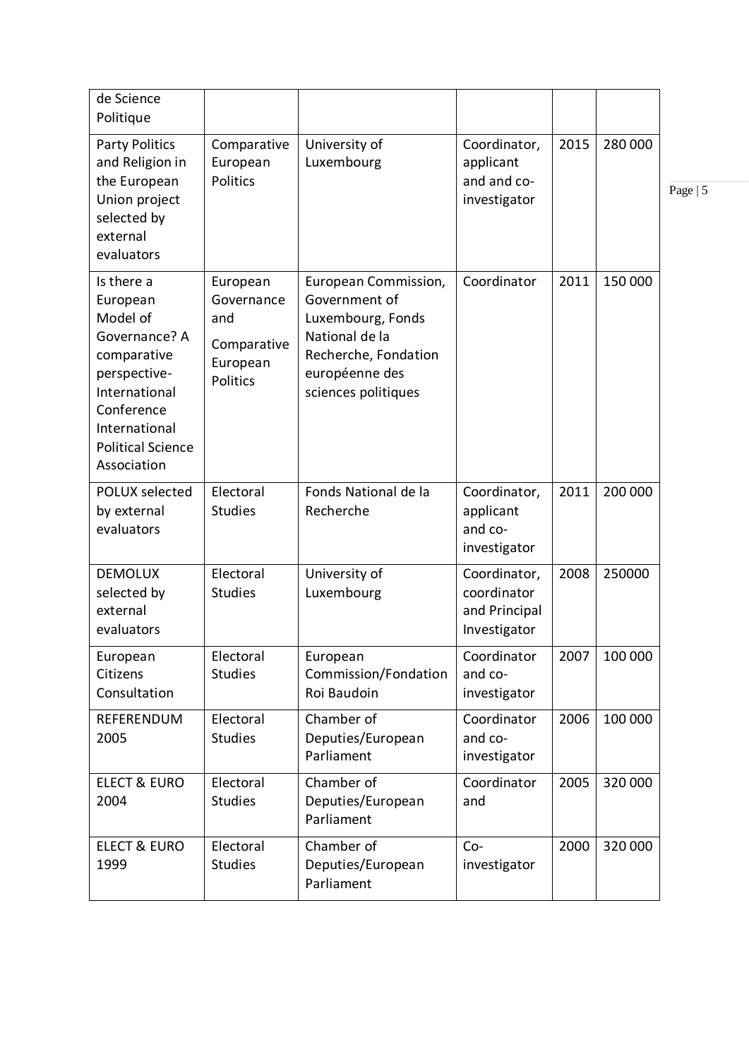| de Science Politique | | | | | |
|---|---|---|---|---|---|
| Party Politics and Religion in the European Union project selected by external evaluators | Comparative European Politics | University of Luxembourg | Coordinator, applicant and and co-investigator | 2015 | 280 000 |
| Is there a European Model of Governance? A comparative perspective- International Conference International Political Science Association | European Governance and Comparative European Politics | European Commission, Government of Luxembourg, Fonds National de la Recherche, Fondation européenne des sciences politiques | Coordinator | 2011 | 150 000 |
| POLUX selected by external evaluators | Electoral Studies | Fonds National de la Recherche | Coordinator, applicant and co-investigator | 2011 | 200 000 |
| DEMOLUX selected by external evaluators | Electoral Studies | University of Luxembourg | Coordinator, coordinator and Principal Investigator | 2008 | 250000 |
| European Citizens Consultation | Electoral Studies | European Commission/Fondation Roi Baudoin | Coordinator and co-investigator | 2007 | 100 000 |
| REFERENDUM 2005 | Electoral Studies | Chamber of Deputies/European Parliament | Coordinator and co-investigator | 2006 | 100 000 |
| ELECT & EURO 2004 | Electoral Studies | Chamber of Deputies/European Parliament | Coordinator and | 2005 | 320 000 |
| ELECT & EURO 1999 | Electoral Studies | Chamber of Deputies/European Parliament | Co-investigator | 2000 | 320 000 |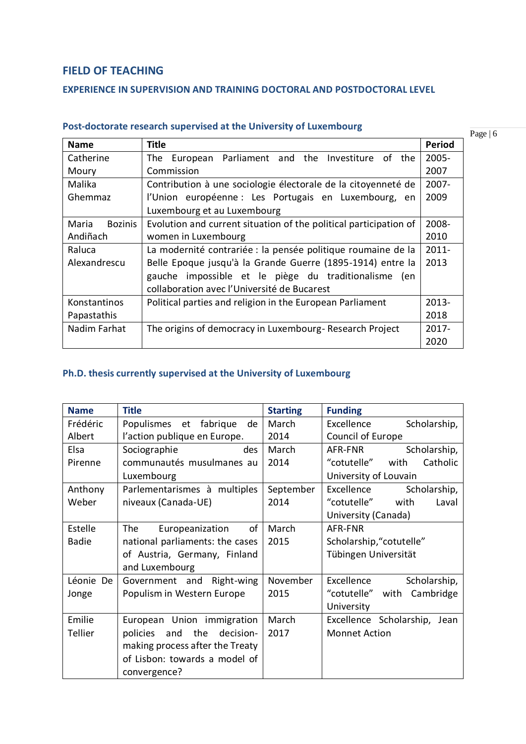## FIELD OF TEACHING

### EXPERIENCE IN SUPERVISION AND TRAINING DOCTORAL AND POSTDOCTORAL LEVEL

#### Post-doctorate research supervised at the University of Luxembourg

| Name | Title | Period |
|---|---|---|
| Catherine Moury | The European Parliament and the Investiture of the Commission | 2005-2007 |
| Malika Ghemmaz | Contribution à une sociologie électorale de la citoyenneté de l'Union européenne : Les Portugais en Luxembourg, en Luxembourg et au Luxembourg | 2007-2009 |
| Maria Bozinis Andiñach | Evolution and current situation of the political participation of women in Luxembourg | 2008-2010 |
| Raluca Alexandrescu | La modernité contrariée : la pensée politique roumaine de la Belle Epoque jusqu'à la Grande Guerre (1895-1914) entre la gauche impossible et le piège du traditionalisme (en collaboration avec l'Université de Bucarest | 2011-2013 |
| Konstantinos Papastathis | Political parties and religion in the European Parliament | 2013-2018 |
| Nadim Farhat | The origins of democracy in Luxembourg- Research Project | 2017-2020 |

#### Ph.D. thesis currently supervised at the University of Luxembourg

| Name | Title | Starting | Funding |
|---|---|---|---|
| Frédéric Albert | Populismes et fabrique de l'action publique en Europe. | March 2014 | Excellence Scholarship, Council of Europe |
| Elsa Pirenne | Sociographie des communautés musulmanes au Luxembourg | March 2014 | AFR-FNR Scholarship, "cotutelle" with Catholic University of Louvain |
| Anthony Weber | Parlementarismes à multiples niveaux (Canada-UE) | September 2014 | Excellence Scholarship, "cotutelle" with Laval University (Canada) |
| Estelle Badie | The Europeanization of national parliaments: the cases of Austria, Germany, Finland and Luxembourg | March 2015 | AFR-FNR Scholarship,"cotutelle" Tübingen Universität |
| Léonie De Jonge | Government and Right-wing Populism in Western Europe | November 2015 | Excellence Scholarship, "cotutelle" with Cambridge University |
| Emilie Tellier | European Union immigration policies and the decision-making process after the Treaty of Lisbon: towards a model of convergence? | March 2017 | Excellence Scholarship, Jean Monnet Action |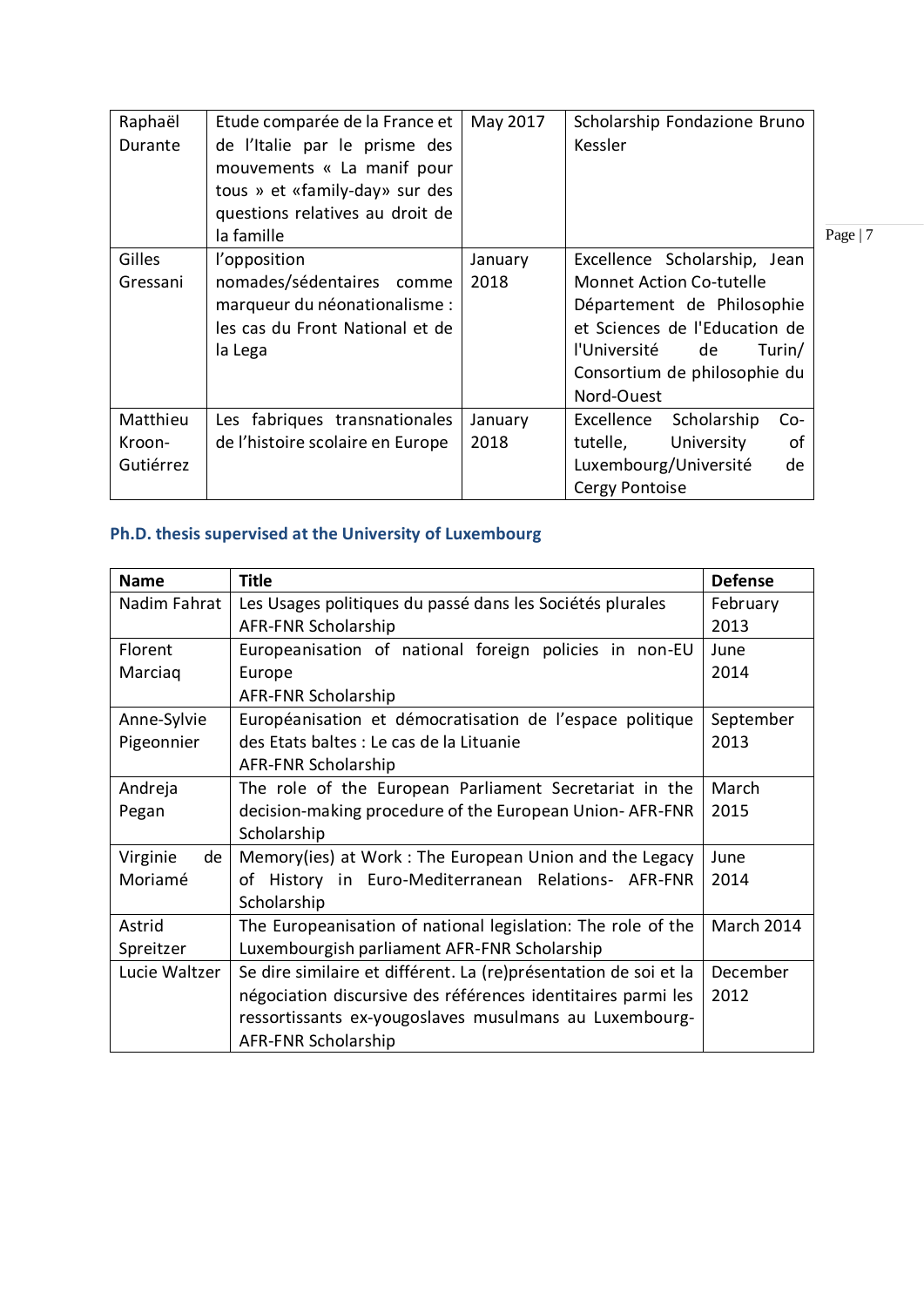| | | | |
|---|---|---|---|
| Raphaël Durante | Etude comparée de la France et de l'Italie par le prisme des mouvements « La manif pour tous » et «family-day» sur des questions relatives au droit de la famille | May 2017 | Scholarship Fondazione Bruno Kessler |
| Gilles Gressani | l'opposition nomades/sédentaires comme marqueur du néonationalisme : les cas du Front National et de la Lega | January 2018 | Excellence Scholarship, Jean Monnet Action Co-tutelle Département de Philosophie et Sciences de l'Education de l'Université de Turin/ Consortium de philosophie du Nord-Ouest |
| Matthieu Kroon-Gutiérrez | Les fabriques transnationales de l'histoire scolaire en Europe | January 2018 | Excellence Scholarship Co-tutelle, University of Luxembourg/Université de Cergy Pontoise |

### Ph.D. thesis supervised at the University of Luxembourg

| Name | Title | Defense |
|---|---|---|
| Nadim Fahrat | Les Usages politiques du passé dans les Sociétés plurales AFR-FNR Scholarship | February 2013 |
| Florent Marciaq | Europeanisation of national foreign policies in non-EU Europe AFR-FNR Scholarship | June 2014 |
| Anne-Sylvie Pigeonnier | Européanisation et démocratisation de l'espace politique des Etats baltes : Le cas de la Lituanie AFR-FNR Scholarship | September 2013 |
| Andreja Pegan | The role of the European Parliament Secretariat in the decision-making procedure of the European Union- AFR-FNR Scholarship | March 2015 |
| Virginie de Moriamé | Memory(ies) at Work : The European Union and the Legacy of History in Euro-Mediterranean Relations- AFR-FNR Scholarship | June 2014 |
| Astrid Spreitzer | The Europeanisation of national legislation: The role of the Luxembourgish parliament AFR-FNR Scholarship | March 2014 |
| Lucie Waltzer | Se dire similaire et différent. La (re)présentation de soi et la négociation discursive des références identitaires parmi les ressortissants ex-yougoslaves musulmans au Luxembourg- AFR-FNR Scholarship | December 2012 |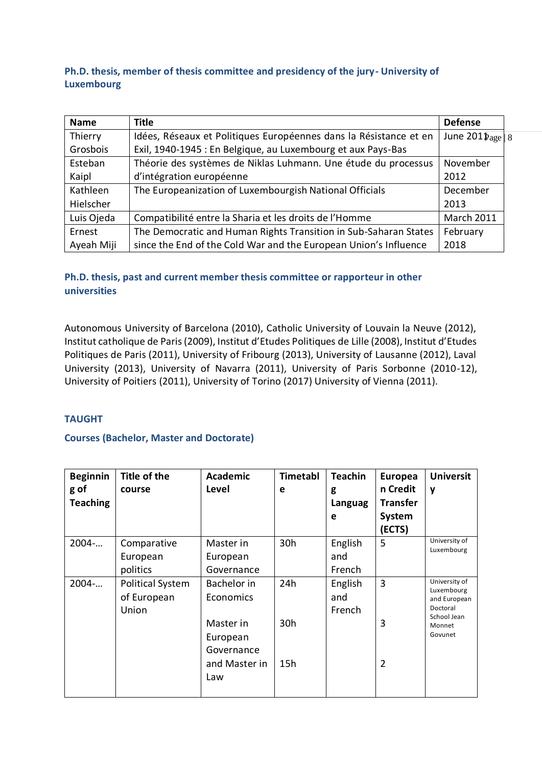### Ph.D. thesis, member of thesis committee and presidency of the jury- University of Luxembourg

| Name | Title | Defense |
|---|---|---|
| Thierry Grosbois | Idées, Réseaux et Politiques Européennes dans la Résistance et en Exil, 1940-1945 : En Belgique, au Luxembourg et aux Pays-Bas | June 2011 |
| Esteban Kaipl | Théorie des systèmes de Niklas Luhmann. Une étude du processus d'intégration européenne | November 2012 |
| Kathleen Hielscher | The Europeanization of Luxembourgish National Officials | December 2013 |
| Luis Ojeda | Compatibilité entre la Sharia et les droits de l'Homme | March 2011 |
| Ernest Ayeah Miji | The Democratic and Human Rights Transition in Sub-Saharan States since the End of the Cold War and the European Union's Influence | February 2018 |

### Ph.D. thesis, past and current member thesis committee or rapporteur in other universities

Autonomous University of Barcelona (2010), Catholic University of Louvain la Neuve (2012), Institut catholique de Paris (2009), Institut d'Etudes Politiques de Lille (2008), Institut d'Etudes Politiques de Paris (2011), University of Fribourg (2013), University of Lausanne (2012), Laval University (2013), University of Navarra (2011), University of Paris Sorbonne (2010-12), University of Poitiers (2011), University of Torino (2017) University of Vienna (2011).

## TAUGHT

### Courses (Bachelor, Master and Doctorate)

| Beginning of Teaching | Title of the course | Academic Level | Timetable | Teaching Language | European Credit Transfer System (ECTS) | University |
|---|---|---|---|---|---|---|
| 2004-… | Comparative European politics | Master in European Governance | 30h | English and French | 5 | University of Luxembourg |
| 2004-… | Political System of European Union | Bachelor in Economics<br><br>Master in European Governance<br><br>and Master in Law | 24h<br><br>30h<br><br>15h | English and French | 3<br><br>3<br><br>2 | University of Luxembourg and European Doctoral School Jean Monnet Govunet |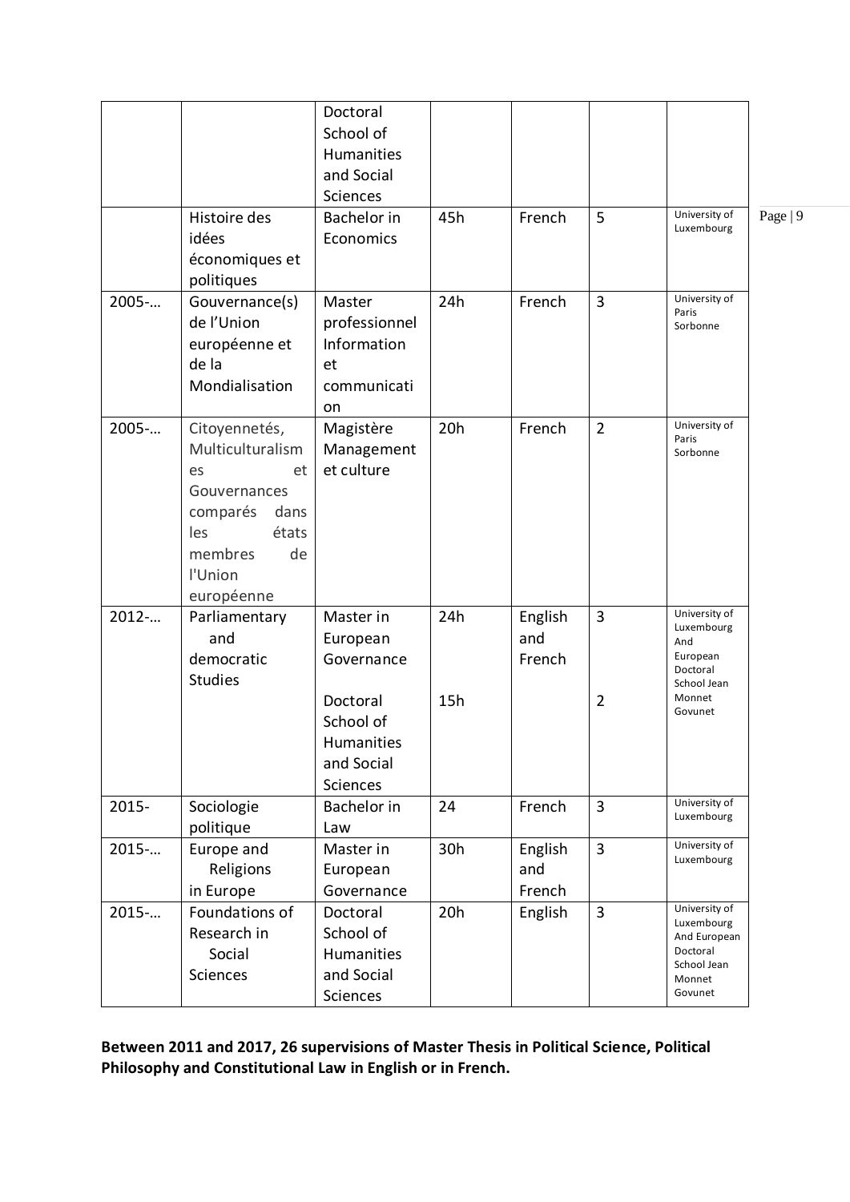|  |  | Doctoral School of Humanities and Social Sciences |  |  |  |  |
|---|---|---|---|---|---|---|
|  | Histoire des idées économiques et politiques | Bachelor in Economics | 45h | French | 5 | University of Luxembourg |
| 2005-… | Gouvernance(s) de l'Union européenne et de la Mondialisation | Master professionnel Information et communication | 24h | French | 3 | University of Paris Sorbonne |
| 2005-… | Citoyennetés, Multiculturalismes et Gouvernances comparés dans les états membres de l'Union européenne | Magistère Management et culture | 20h | French | 2 | University of Paris Sorbonne |
| 2012-… | Parliamentary and democratic Studies | Master in European Governance<br><br>Doctoral School of Humanities and Social Sciences | 24h<br><br>15h | English and French | 3<br><br>2 | University of Luxembourg And European Doctoral School Jean Monnet Govunet |
| 2015- | Sociologie politique | Bachelor in Law | 24 | French | 3 | University of Luxembourg |
| 2015-… | Europe and Religions in Europe | Master in European Governance | 30h | English and French | 3 | University of Luxembourg |
| 2015-… | Foundations of Research in Social Sciences | Doctoral School of Humanities and Social Sciences | 20h | English | 3 | University of Luxembourg And European Doctoral School Jean Monnet Govunet |

**Between 2011 and 2017, 26 supervisions of Master Thesis in Political Science, Political Philosophy and Constitutional Law in English or in French.**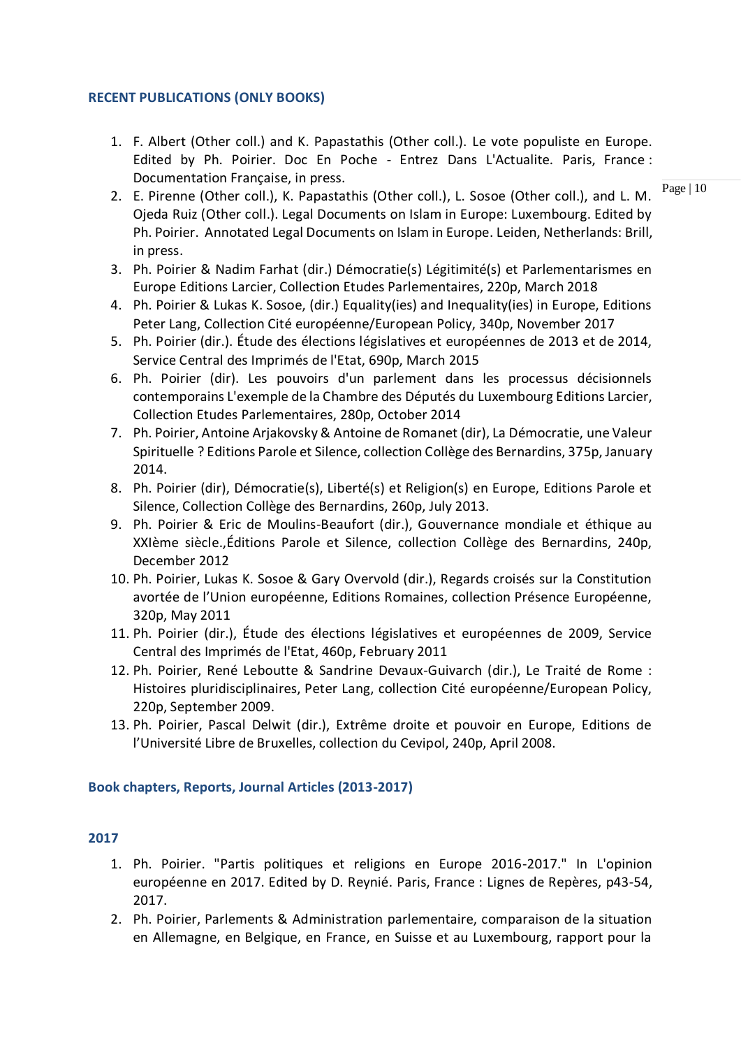### RECENT PUBLICATIONS (ONLY BOOKS)

1. F. Albert (Other coll.) and K. Papastathis (Other coll.). Le vote populiste en Europe. Edited by Ph. Poirier. Doc En Poche - Entrez Dans L'Actualite. Paris, France : Documentation Française, in press.
2. E. Pirenne (Other coll.), K. Papastathis (Other coll.), L. Sosoe (Other coll.), and L. M. Ojeda Ruiz (Other coll.). Legal Documents on Islam in Europe: Luxembourg. Edited by Ph. Poirier. Annotated Legal Documents on Islam in Europe. Leiden, Netherlands: Brill, in press.
3. Ph. Poirier & Nadim Farhat (dir.) Démocratie(s) Légitimité(s) et Parlementarismes en Europe Editions Larcier, Collection Etudes Parlementaires, 220p, March 2018
4. Ph. Poirier & Lukas K. Sosoe, (dir.) Equality(ies) and Inequality(ies) in Europe, Editions Peter Lang, Collection Cité européenne/European Policy, 340p, November 2017
5. Ph. Poirier (dir.). Étude des élections législatives et européennes de 2013 et de 2014, Service Central des Imprimés de l'Etat, 690p, March 2015
6. Ph. Poirier (dir). Les pouvoirs d'un parlement dans les processus décisionnels contemporains L'exemple de la Chambre des Députés du Luxembourg Editions Larcier, Collection Etudes Parlementaires, 280p, October 2014
7. Ph. Poirier, Antoine Arjakovsky & Antoine de Romanet (dir), La Démocratie, une Valeur Spirituelle ? Editions Parole et Silence, collection Collège des Bernardins, 375p, January 2014.
8. Ph. Poirier (dir), Démocratie(s), Liberté(s) et Religion(s) en Europe, Editions Parole et Silence, Collection Collège des Bernardins, 260p, July 2013.
9. Ph. Poirier & Eric de Moulins-Beaufort (dir.), Gouvernance mondiale et éthique au XXIème siècle.,Éditions Parole et Silence, collection Collège des Bernardins, 240p, December 2012
10. Ph. Poirier, Lukas K. Sosoe & Gary Overvold (dir.), Regards croisés sur la Constitution avortée de l'Union européenne, Editions Romaines, collection Présence Européenne, 320p, May 2011
11. Ph. Poirier (dir.), Étude des élections législatives et européennes de 2009, Service Central des Imprimés de l'Etat, 460p, February 2011
12. Ph. Poirier, René Leboutte & Sandrine Devaux-Guivarch (dir.), Le Traité de Rome : Histoires pluridisciplinaires, Peter Lang, collection Cité européenne/European Policy, 220p, September 2009.
13. Ph. Poirier, Pascal Delwit (dir.), Extrême droite et pouvoir en Europe, Editions de l'Université Libre de Bruxelles, collection du Cevipol, 240p, April 2008.

### Book chapters, Reports, Journal Articles (2013-2017)

#### 2017

1. Ph. Poirier. "Partis politiques et religions en Europe 2016-2017." In L'opinion européenne en 2017. Edited by D. Reynié. Paris, France : Lignes de Repères, p43-54, 2017.
2. Ph. Poirier, Parlements & Administration parlementaire, comparaison de la situation en Allemagne, en Belgique, en France, en Suisse et au Luxembourg, rapport pour la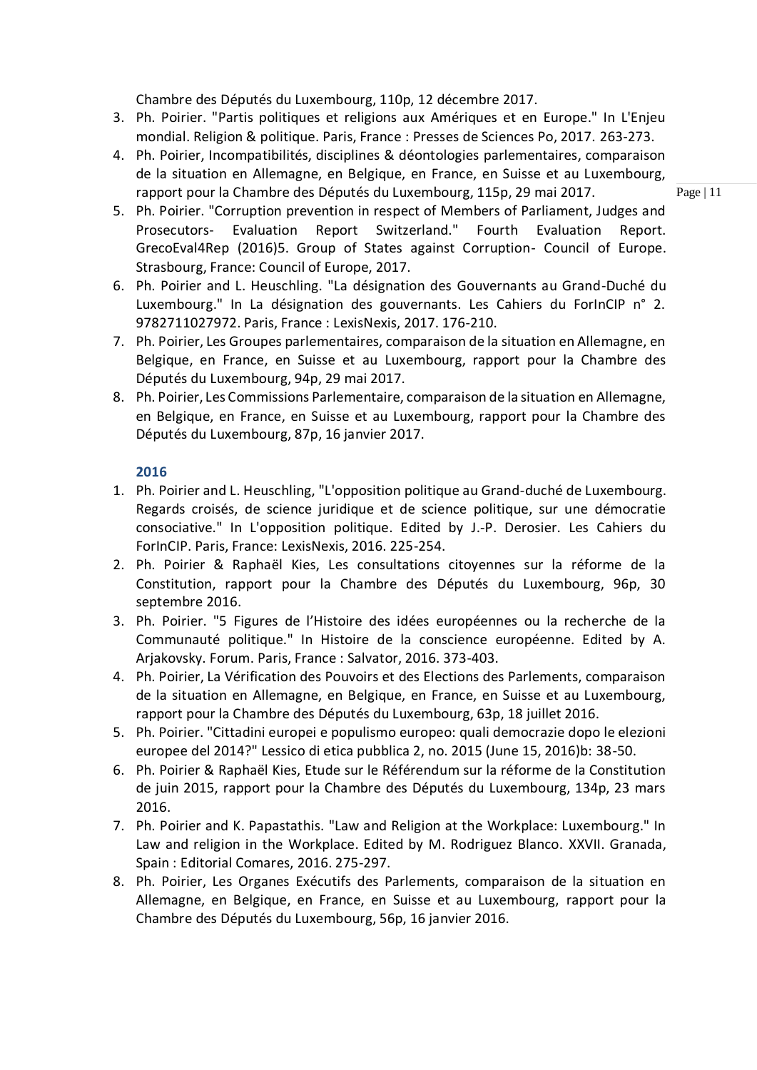Chambre des Députés du Luxembourg, 110p, 12 décembre 2017.

3. Ph. Poirier. "Partis politiques et religions aux Amériques et en Europe." In L'Enjeu mondial. Religion & politique. Paris, France : Presses de Sciences Po, 2017. 263-273.
4. Ph. Poirier, Incompatibilités, disciplines & déontologies parlementaires, comparaison de la situation en Allemagne, en Belgique, en France, en Suisse et au Luxembourg, rapport pour la Chambre des Députés du Luxembourg, 115p, 29 mai 2017.
5. Ph. Poirier. "Corruption prevention in respect of Members of Parliament, Judges and Prosecutors- Evaluation Report Switzerland." Fourth Evaluation Report. GrecoEval4Rep (2016)5. Group of States against Corruption- Council of Europe. Strasbourg, France: Council of Europe, 2017.
6. Ph. Poirier and L. Heuschling. "La désignation des Gouvernants au Grand-Duché du Luxembourg." In La désignation des gouvernants. Les Cahiers du ForInCIP n° 2. 9782711027972. Paris, France : LexisNexis, 2017. 176-210.
7. Ph. Poirier, Les Groupes parlementaires, comparaison de la situation en Allemagne, en Belgique, en France, en Suisse et au Luxembourg, rapport pour la Chambre des Députés du Luxembourg, 94p, 29 mai 2017.
8. Ph. Poirier, Les Commissions Parlementaire, comparaison de la situation en Allemagne, en Belgique, en France, en Suisse et au Luxembourg, rapport pour la Chambre des Députés du Luxembourg, 87p, 16 janvier 2017.

### 2016

1. Ph. Poirier and L. Heuschling, "L'opposition politique au Grand-duché de Luxembourg. Regards croisés, de science juridique et de science politique, sur une démocratie consociative." In L'opposition politique. Edited by J.-P. Derosier. Les Cahiers du ForInCIP. Paris, France: LexisNexis, 2016. 225-254.
2. Ph. Poirier & Raphaël Kies, Les consultations citoyennes sur la réforme de la Constitution, rapport pour la Chambre des Députés du Luxembourg, 96p, 30 septembre 2016.
3. Ph. Poirier. "5 Figures de l'Histoire des idées européennes ou la recherche de la Communauté politique." In Histoire de la conscience européenne. Edited by A. Arjakovsky. Forum. Paris, France : Salvator, 2016. 373-403.
4. Ph. Poirier, La Vérification des Pouvoirs et des Elections des Parlements, comparaison de la situation en Allemagne, en Belgique, en France, en Suisse et au Luxembourg, rapport pour la Chambre des Députés du Luxembourg, 63p, 18 juillet 2016.
5. Ph. Poirier. "Cittadini europei e populismo europeo: quali democrazie dopo le elezioni europee del 2014?" Lessico di etica pubblica 2, no. 2015 (June 15, 2016)b: 38-50.
6. Ph. Poirier & Raphaël Kies, Etude sur le Référendum sur la réforme de la Constitution de juin 2015, rapport pour la Chambre des Députés du Luxembourg, 134p, 23 mars 2016.
7. Ph. Poirier and K. Papastathis. "Law and Religion at the Workplace: Luxembourg." In Law and religion in the Workplace. Edited by M. Rodriguez Blanco. XXVII. Granada, Spain : Editorial Comares, 2016. 275-297.
8. Ph. Poirier, Les Organes Exécutifs des Parlements, comparaison de la situation en Allemagne, en Belgique, en France, en Suisse et au Luxembourg, rapport pour la Chambre des Députés du Luxembourg, 56p, 16 janvier 2016.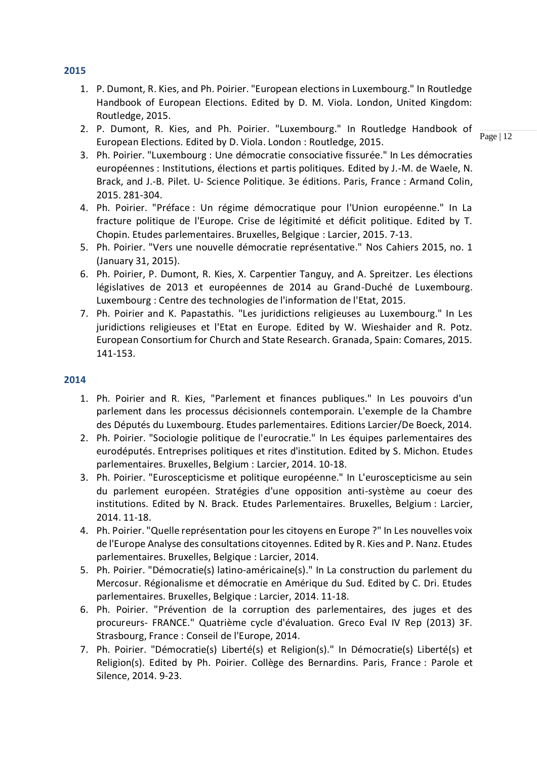### 2015

1. P. Dumont, R. Kies, and Ph. Poirier. "European elections in Luxembourg." In Routledge Handbook of European Elections. Edited by D. M. Viola. London, United Kingdom: Routledge, 2015.
2. P. Dumont, R. Kies, and Ph. Poirier. "Luxembourg." In Routledge Handbook of European Elections. Edited by D. Viola. London : Routledge, 2015.
3. Ph. Poirier. "Luxembourg : Une démocratie consociative fissurée." In Les démocraties européennes : Institutions, élections et partis politiques. Edited by J.-M. de Waele, N. Brack, and J.-B. Pilet. U- Science Politique. 3e éditions. Paris, France : Armand Colin, 2015. 281-304.
4. Ph. Poirier. "Préface : Un régime démocratique pour l'Union européenne." In La fracture politique de l'Europe. Crise de légitimité et déficit politique. Edited by T. Chopin. Etudes parlementaires. Bruxelles, Belgique : Larcier, 2015. 7-13.
5. Ph. Poirier. "Vers une nouvelle démocratie représentative." Nos Cahiers 2015, no. 1 (January 31, 2015).
6. Ph. Poirier, P. Dumont, R. Kies, X. Carpentier Tanguy, and A. Spreitzer. Les élections législatives de 2013 et européennes de 2014 au Grand-Duché de Luxembourg. Luxembourg : Centre des technologies de l'information de l'Etat, 2015.
7. Ph. Poirier and K. Papastathis. "Les juridictions religieuses au Luxembourg." In Les juridictions religieuses et l'Etat en Europe. Edited by W. Wieshaider and R. Potz. European Consortium for Church and State Research. Granada, Spain: Comares, 2015. 141-153.

### 2014

1. Ph. Poirier and R. Kies, "Parlement et finances publiques." In Les pouvoirs d'un parlement dans les processus décisionnels contemporain. L'exemple de la Chambre des Députés du Luxembourg. Etudes parlementaires. Editions Larcier/De Boeck, 2014.
2. Ph. Poirier. "Sociologie politique de l'eurocratie." In Les équipes parlementaires des eurodéputés. Entreprises politiques et rites d'institution. Edited by S. Michon. Etudes parlementaires. Bruxelles, Belgium : Larcier, 2014. 10-18.
3. Ph. Poirier. "Euroscepticisme et politique européenne." In L'euroscepticisme au sein du parlement européen. Stratégies d'une opposition anti-système au coeur des institutions. Edited by N. Brack. Etudes Parlementaires. Bruxelles, Belgium : Larcier, 2014. 11-18.
4. Ph. Poirier. "Quelle représentation pour les citoyens en Europe ?" In Les nouvelles voix de l'Europe Analyse des consultations citoyennes. Edited by R. Kies and P. Nanz. Etudes parlementaires. Bruxelles, Belgique : Larcier, 2014.
5. Ph. Poirier. "Démocratie(s) latino-américaine(s)." In La construction du parlement du Mercosur. Régionalisme et démocratie en Amérique du Sud. Edited by C. Dri. Etudes parlementaires. Bruxelles, Belgique : Larcier, 2014. 11-18.
6. Ph. Poirier. "Prévention de la corruption des parlementaires, des juges et des procureurs- FRANCE." Quatrième cycle d'évaluation. Greco Eval IV Rep (2013) 3F. Strasbourg, France : Conseil de l'Europe, 2014.
7. Ph. Poirier. "Démocratie(s) Liberté(s) et Religion(s)." In Démocratie(s) Liberté(s) et Religion(s). Edited by Ph. Poirier. Collège des Bernardins. Paris, France : Parole et Silence, 2014. 9-23.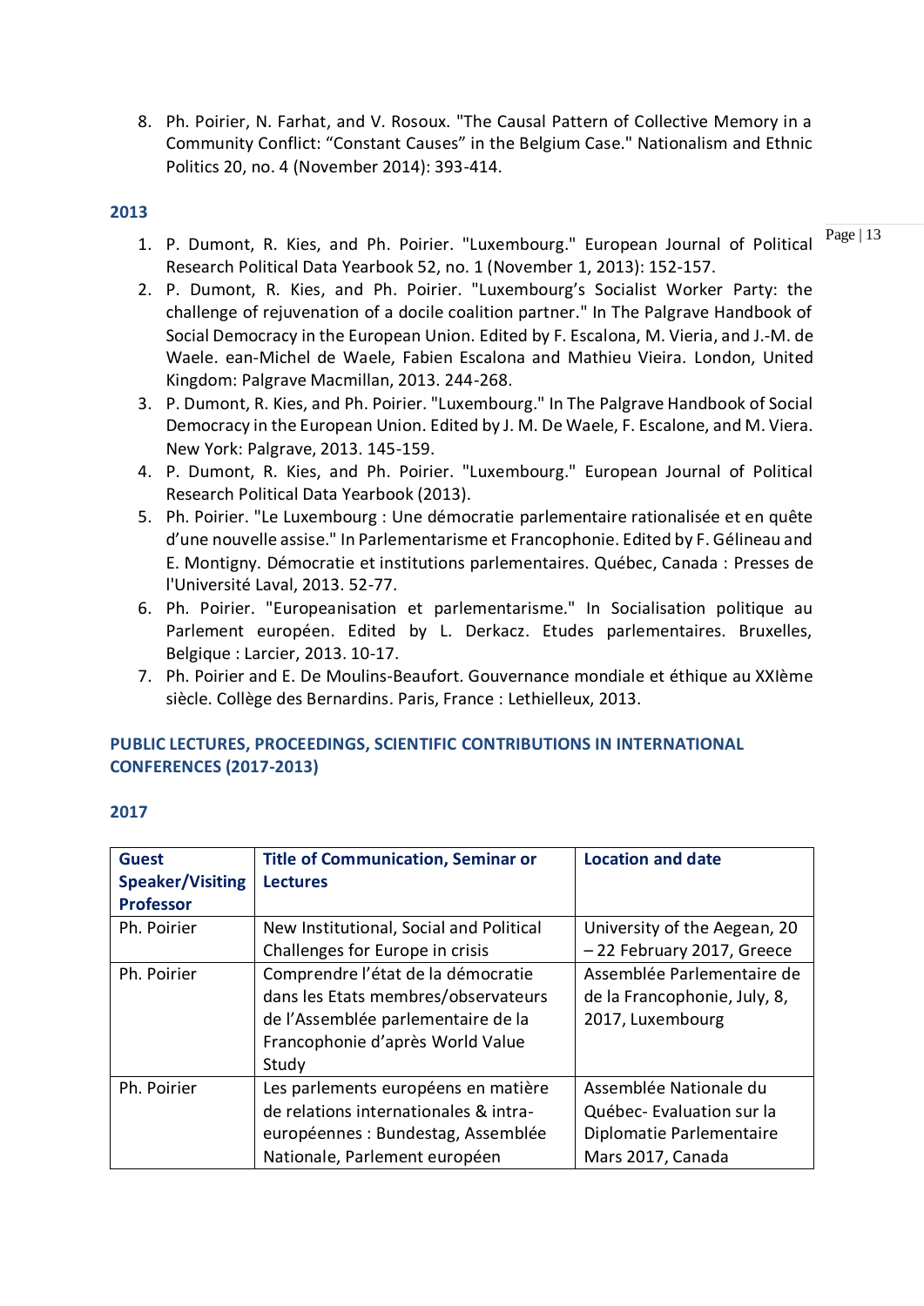8. Ph. Poirier, N. Farhat, and V. Rosoux. "The Causal Pattern of Collective Memory in a Community Conflict: "Constant Causes" in the Belgium Case." Nationalism and Ethnic Politics 20, no. 4 (November 2014): 393-414.

### 2013

1. P. Dumont, R. Kies, and Ph. Poirier. "Luxembourg." European Journal of Political Research Political Data Yearbook 52, no. 1 (November 1, 2013): 152-157.
2. P. Dumont, R. Kies, and Ph. Poirier. "Luxembourg's Socialist Worker Party: the challenge of rejuvenation of a docile coalition partner." In The Palgrave Handbook of Social Democracy in the European Union. Edited by F. Escalona, M. Vieria, and J.-M. de Waele. ean-Michel de Waele, Fabien Escalona and Mathieu Vieira. London, United Kingdom: Palgrave Macmillan, 2013. 244-268.
3. P. Dumont, R. Kies, and Ph. Poirier. "Luxembourg." In The Palgrave Handbook of Social Democracy in the European Union. Edited by J. M. De Waele, F. Escalone, and M. Viera. New York: Palgrave, 2013. 145-159.
4. P. Dumont, R. Kies, and Ph. Poirier. "Luxembourg." European Journal of Political Research Political Data Yearbook (2013).
5. Ph. Poirier. "Le Luxembourg : Une démocratie parlementaire rationalisée et en quête d'une nouvelle assise." In Parlementarisme et Francophonie. Edited by F. Gélineau and E. Montigny. Démocratie et institutions parlementaires. Québec, Canada : Presses de l'Université Laval, 2013. 52-77.
6. Ph. Poirier. "Europeanisation et parlementarisme." In Socialisation politique au Parlement européen. Edited by L. Derkacz. Etudes parlementaires. Bruxelles, Belgique : Larcier, 2013. 10-17.
7. Ph. Poirier and E. De Moulins-Beaufort. Gouvernance mondiale et éthique au XXIème siècle. Collège des Bernardins. Paris, France : Lethielleux, 2013.

## PUBLIC LECTURES, PROCEEDINGS, SCIENTIFIC CONTRIBUTIONS IN INTERNATIONAL CONFERENCES (2017-2013)

### 2017

| Guest Speaker/Visiting Professor | Title of Communication, Seminar or Lectures | Location and date |
|---|---|---|
| Ph. Poirier | New Institutional, Social and Political Challenges for Europe in crisis | University of the Aegean, 20 – 22 February 2017, Greece |
| Ph. Poirier | Comprendre l'état de la démocratie dans les Etats membres/observateurs de l'Assemblée parlementaire de la Francophonie d'après World Value Study | Assemblée Parlementaire de de la Francophonie, July, 8, 2017, Luxembourg |
| Ph. Poirier | Les parlements européens en matière de relations internationales & intra-européennes : Bundestag, Assemblée Nationale, Parlement européen | Assemblée Nationale du Québec- Evaluation sur la Diplomatie Parlementaire Mars 2017, Canada |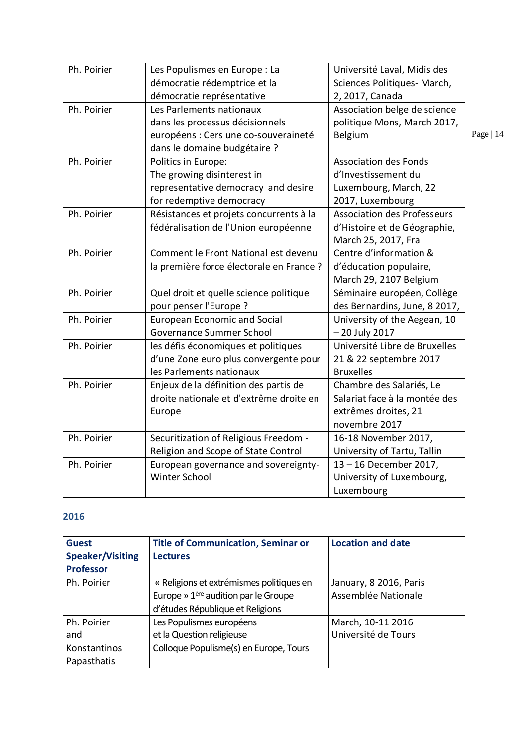| | | |
|---|---|---|
| Ph. Poirier | Les Populismes en Europe : La démocratie rédemptrice et la démocratie représentative | Université Laval, Midis des Sciences Politiques- March, 2, 2017, Canada |
| Ph. Poirier | Les Parlements nationaux dans les processus décisionnels européens : Cers une co-souveraineté dans le domaine budgétaire ? | Association belge de science politique Mons, March 2017, Belgium |
| Ph. Poirier | Politics in Europe: The growing disinterest in representative democracy and desire for redemptive democracy | Association des Fonds d'Investissement du Luxembourg, March, 22 2017, Luxembourg |
| Ph. Poirier | Résistances et projets concurrents à la fédéralisation de l'Union européenne | Association des Professeurs d'Histoire et de Géographie, March 25, 2017, Fra |
| Ph. Poirier | Comment le Front National est devenu la première force électorale en France ? | Centre d'information & d'éducation populaire, March 29, 2107 Belgium |
| Ph. Poirier | Quel droit et quelle science politique pour penser l'Europe ? | Séminaire européen, Collège des Bernardins, June, 8 2017, |
| Ph. Poirier | European Economic and Social Governance Summer School | University of the Aegean, 10 – 20 July 2017 |
| Ph. Poirier | les défis économiques et politiques d'une Zone euro plus convergente pour les Parlements nationaux | Université Libre de Bruxelles 21 & 22 septembre 2017 Bruxelles |
| Ph. Poirier | Enjeux de la définition des partis de droite nationale et d'extrême droite en Europe | Chambre des Salariés, Le Salariat face à la montée des extrêmes droites, 21 novembre 2017 |
| Ph. Poirier | Securitization of Religious Freedom - Religion and Scope of State Control | 16-18 November 2017, University of Tartu, Tallin |
| Ph. Poirier | European governance and sovereignty-Winter School | 13 – 16 December 2017, University of Luxembourg, Luxembourg |

## 2016

| Guest Speaker/Visiting Professor | Title of Communication, Seminar or Lectures | Location and date |
|---|---|---|
| Ph. Poirier | « Religions et extrémismes politiques en Europe » 1ère audition par le Groupe d'études République et Religions | January, 8 2016, Paris Assemblée Nationale |
| Ph. Poirier and Konstantinos Papasthatis | Les Populismes européens et la Question religieuse Colloque Populisme(s) en Europe, Tours | March, 10-11 2016 Université de Tours |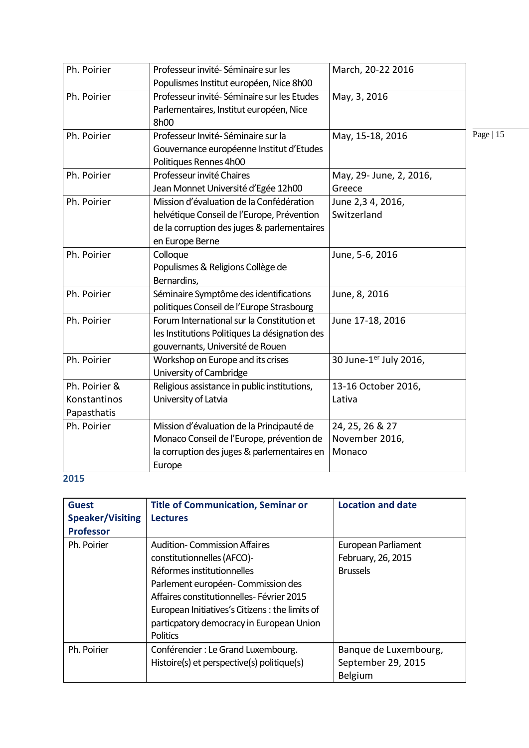| Ph. Poirier | Professeur invité- Séminaire sur les Populismes Institut européen, Nice 8h00 | March, 20-22 2016 |
|---|---|---|
| Ph. Poirier | Professeur invité- Séminaire sur les Etudes Parlementaires, Institut européen, Nice 8h00 | May, 3, 2016 |
| Ph. Poirier | Professeur Invité- Séminaire sur la Gouvernance européenne Institut d'Etudes Politiques Rennes 4h00 | May, 15-18, 2016 |
| Ph. Poirier | Professeur invité Chaires Jean Monnet Université d'Egée 12h00 | May, 29- June, 2, 2016, Greece |
| Ph. Poirier | Mission d'évaluation de la Confédération helvétique Conseil de l'Europe, Prévention de la corruption des juges & parlementaires en Europe Berne | June 2,3 4, 2016, Switzerland |
| Ph. Poirier | Colloque Populismes & Religions Collège de Bernardins, | June, 5-6, 2016 |
| Ph. Poirier | Séminaire Symptôme des identifications politiques Conseil de l'Europe Strasbourg | June, 8, 2016 |
| Ph. Poirier | Forum International sur la Constitution et les Institutions Politiques La désignation des gouvernants, Université de Rouen | June 17-18, 2016 |
| Ph. Poirier | Workshop on Europe and its crises University of Cambridge | 30 June-1er July 2016, |
| Ph. Poirier & Konstantinos Papasthatis | Religious assistance in public institutions, University of Latvia | 13-16 October 2016, Lativa |
| Ph. Poirier | Mission d'évaluation de la Principauté de Monaco Conseil de l'Europe, prévention de la corruption des juges & parlementaires en Europe | 24, 25, 26 & 27 November 2016, Monaco |

**2015**

| **Guest Speaker/Visiting Professor** | **Title of Communication, Seminar or Lectures** | **Location and date** |
|---|---|---|
| Ph. Poirier | Audition- Commission Affaires constitutionnelles (AFCO)- Réformes institutionnelles Parlement européen- Commission des Affaires constitutionnelles- Février 2015 European Initiatives's Citizens : the limits of particpatory democracy in European Union Politics | European Parliament February, 26, 2015 Brussels |
| Ph. Poirier | Conférencier : Le Grand Luxembourg. Histoire(s) et perspective(s) politique(s) | Banque de Luxembourg, September 29, 2015 Belgium |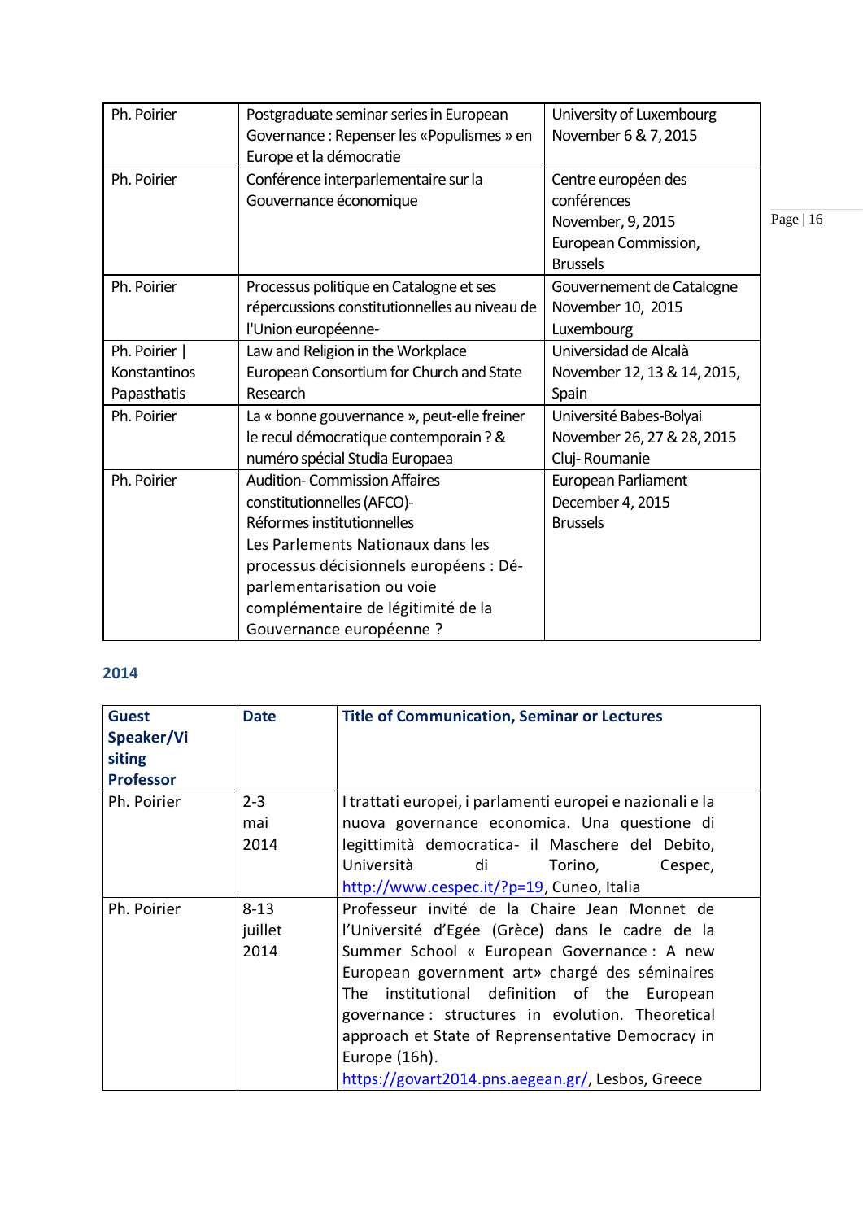| | | |
|---|---|---|
| Ph. Poirier | Postgraduate seminar series in European Governance : Repenser les «Populismes » en Europe et la démocratie | University of Luxembourg November 6 & 7, 2015 |
| Ph. Poirier | Conférence interparlementaire sur la Gouvernance économique | Centre européen des conférences November, 9, 2015 European Commission, Brussels |
| Ph. Poirier | Processus politique en Catalogne et ses répercussions constitutionnelles au niveau de l'Union européenne- | Gouvernement de Catalogne November 10, 2015 Luxembourg |
| Ph. Poirier \| Konstantinos Papasthatis | Law and Religion in the Workplace European Consortium for Church and State Research | Universidad de Alcalà November 12, 13 & 14, 2015, Spain |
| Ph. Poirier | La « bonne gouvernance », peut-elle freiner le recul démocratique contemporain ? & numéro spécial Studia Europaea | Université Babes-Bolyai November 26, 27 & 28, 2015 Cluj- Roumanie |
| Ph. Poirier | Audition- Commission Affaires constitutionnelles (AFCO)- Réformes institutionnelles Les Parlements Nationaux dans les processus décisionnels européens : Dé-parlementarisation ou voie complémentaire de légitimité de la Gouvernance européenne ? | European Parliament December 4, 2015 Brussels |

## 2014

| Guest Speaker/Visiting Professor | Date | Title of Communication, Seminar or Lectures |
|---|---|---|
| Ph. Poirier | 2-3 mai 2014 | I trattati europei, i parlamenti europei e nazionali e la nuova governance economica. Una questione di legittimità democratica- il Maschere del Debito, Università di Torino, Cespec, http://www.cespec.it/?p=19, Cuneo, Italia |
| Ph. Poirier | 8-13 juillet 2014 | Professeur invité de la Chaire Jean Monnet de l'Université d'Egée (Grèce) dans le cadre de la Summer School « European Governance : A new European government art» chargé des séminaires The institutional definition of the European governance : structures in evolution. Theoretical approach et State of Reprensentative Democracy in Europe (16h). https://govart2014.pns.aegean.gr/, Lesbos, Greece |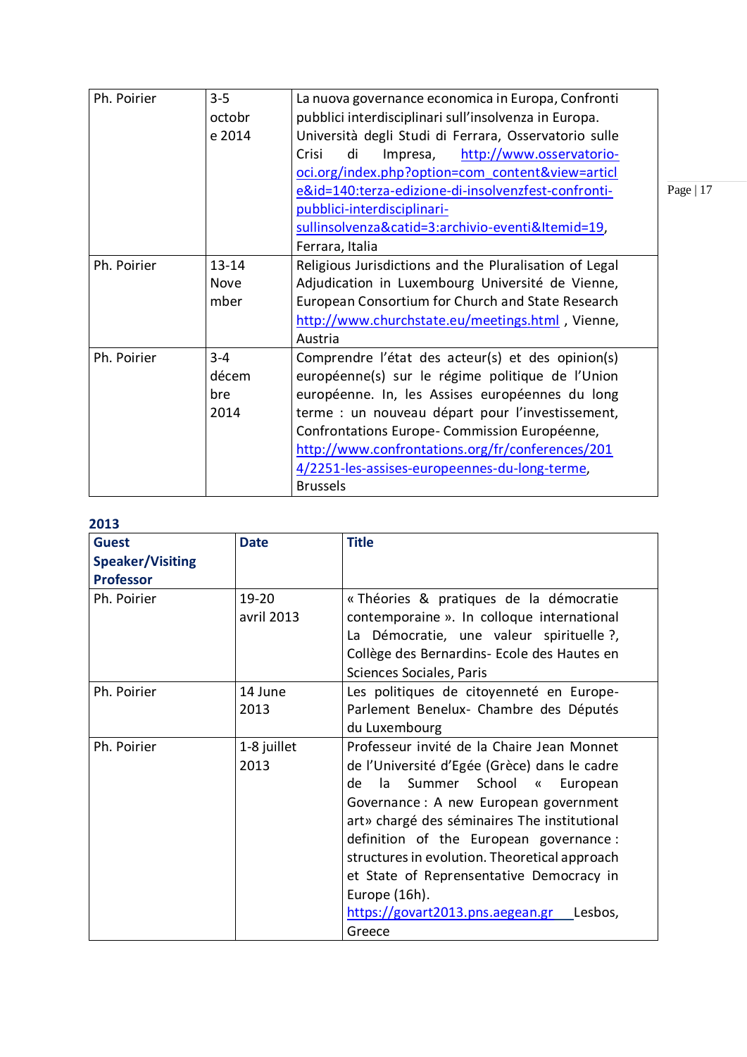| | | |
|---|---|---|
| Ph. Poirier | 3-5 octobre 2014 | La nuova governance economica in Europa, Confronti pubblici interdisciplinari sull'insolvenza in Europa. Università degli Studi di Ferrara, Osservatorio sulle Crisi di Impresa, http://www.osservatorio-oci.org/index.php?option=com_content&view=article&id=140:terza-edizione-di-insolvenzfest-confronti-pubblici-interdisciplinari-sullinsolvenza&catid=3:archivio-eventi&Itemid=19, Ferrara, Italia |
| Ph. Poirier | 13-14 Novembre | Religious Jurisdictions and the Pluralisation of Legal Adjudication in Luxembourg Université de Vienne, European Consortium for Church and State Research http://www.churchstate.eu/meetings.html , Vienne, Austria |
| Ph. Poirier | 3-4 décembre 2014 | Comprendre l'état des acteur(s) et des opinion(s) européenne(s) sur le régime politique de l'Union européenne. In, les Assises européennes du long terme : un nouveau départ pour l'investissement, Confrontations Europe- Commission Européenne, http://www.confrontations.org/fr/conferences/2014/2251-les-assises-europeennes-du-long-terme, Brussels |

## 2013

| Guest Speaker/Visiting Professor | Date | Title |
|---|---|---|
| Ph. Poirier | 19-20 avril 2013 | « Théories & pratiques de la démocratie contemporaine ». In colloque international La Démocratie, une valeur spirituelle ?, Collège des Bernardins- Ecole des Hautes en Sciences Sociales, Paris |
| Ph. Poirier | 14 June 2013 | Les politiques de citoyenneté en Europe- Parlement Benelux- Chambre des Députés du Luxembourg |
| Ph. Poirier | 1-8 juillet 2013 | Professeur invité de la Chaire Jean Monnet de l'Université d'Egée (Grèce) dans le cadre de la Summer School « European Governance : A new European government art» chargé des séminaires The institutional definition of the European governance : structures in evolution. Theoretical approach et State of Representative Democracy in Europe (16h). https://govart2013.pns.aegean.gr Lesbos, Greece |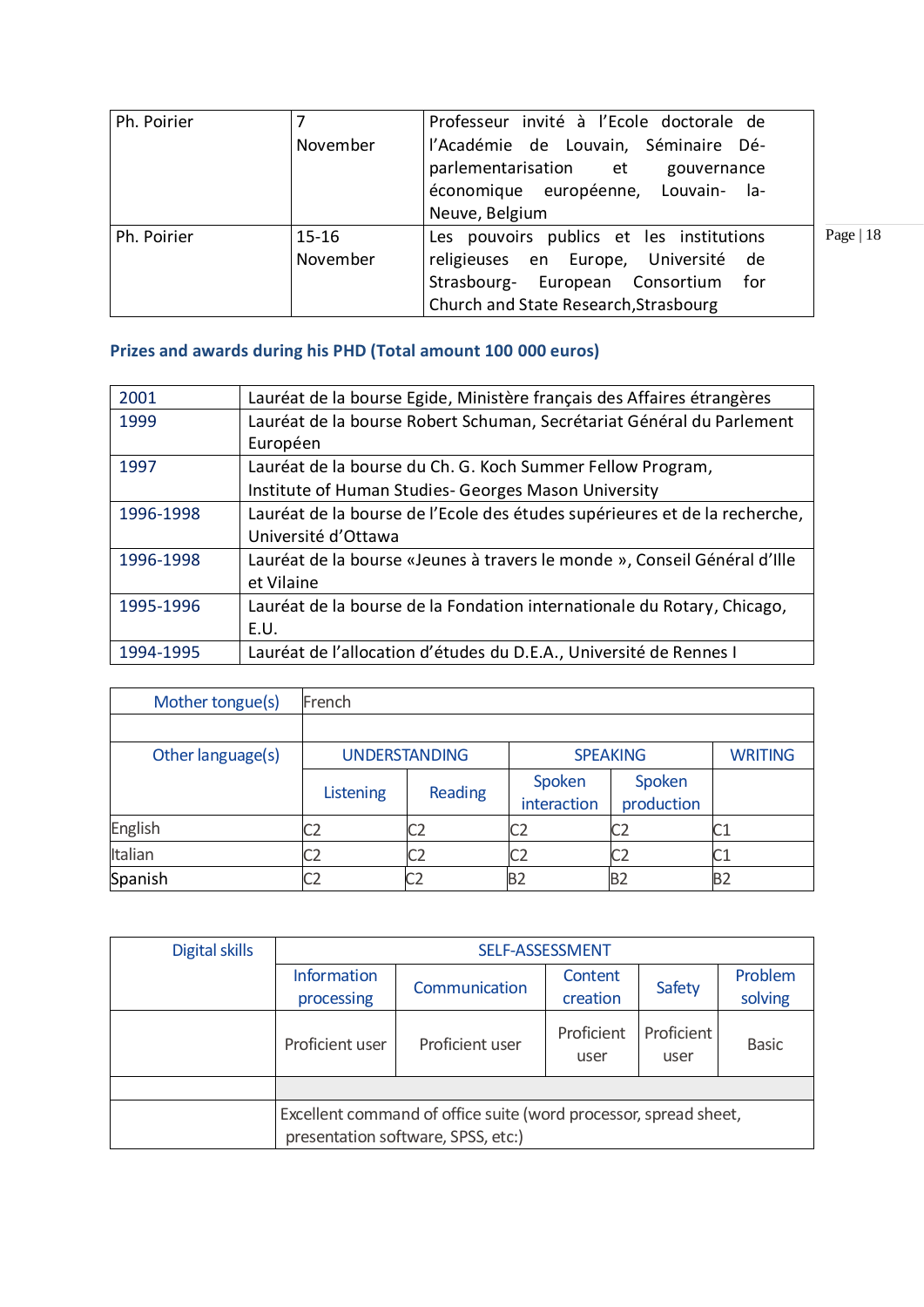| Ph. Poirier | 7 November | Professeur invité à l'Ecole doctorale de l'Académie de Louvain, Séminaire Dé-parlementarisation et gouvernance économique européenne, Louvain- la-Neuve, Belgium |
|---|---|---|
| Ph. Poirier | 15-16 November | Les pouvoirs publics et les institutions religieuses en Europe, Université de Strasbourg- European Consortium for Church and State Research,Strasbourg |

## Prizes and awards during his PHD (Total amount 100 000 euros)

| 2001 | Lauréat de la bourse Egide, Ministère français des Affaires étrangères |
|---|---|
| 1999 | Lauréat de la bourse Robert Schuman, Secrétariat Général du Parlement Européen |
| 1997 | Lauréat de la bourse du Ch. G. Koch Summer Fellow Program, Institute of Human Studies- Georges Mason University |
| 1996-1998 | Lauréat de la bourse de l'Ecole des études supérieures et de la recherche, Université d'Ottawa |
| 1996-1998 | Lauréat de la bourse «Jeunes à travers le monde », Conseil Général d'Ille et Vilaine |
| 1995-1996 | Lauréat de la bourse de la Fondation internationale du Rotary, Chicago, E.U. |
| 1994-1995 | Lauréat de l'allocation d'études du D.E.A., Université de Rennes I |

| Mother tongue(s) | French | | | | |
|---|---|---|---|---|---|
| | | | | | |
| Other language(s) | UNDERSTANDING | | SPEAKING | | WRITING |
| | Listening | Reading | Spoken interaction | Spoken production | |
| English | C2 | C2 | C2 | C2 | C1 |
| Italian | C2 | C2 | C2 | C2 | C1 |
| Spanish | C2 | C2 | B2 | B2 | B2 |

| Digital skills | SELF-ASSESSMENT | | | | |
|---|---|---|---|---|---|
| | Information processing | Communication | Content creation | Safety | Problem solving |
| | Proficient user | Proficient user | Proficient user | Proficient user | Basic |
| | | | | | |
| | Excellent command of office suite (word processor, spread sheet, presentation software, SPSS, etc:) | | | | |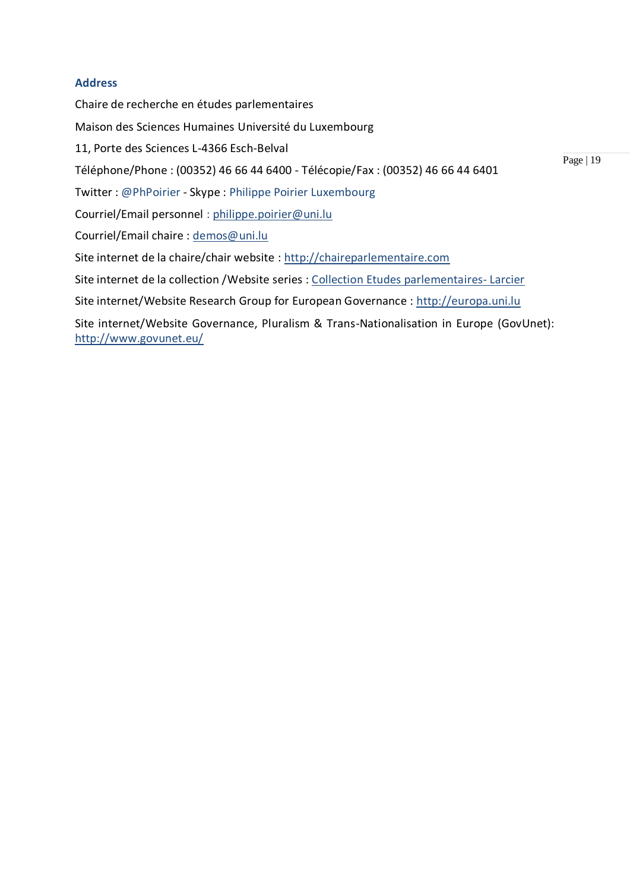### Address

Chaire de recherche en études parlementaires

Maison des Sciences Humaines Université du Luxembourg

11, Porte des Sciences L-4366 Esch-Belval

Téléphone/Phone : (00352) 46 66 44 6400 - Télécopie/Fax : (00352) 46 66 44 6401

Twitter : @PhPoirier - Skype : Philippe Poirier Luxembourg

Courriel/Email personnel : philippe.poirier@uni.lu

Courriel/Email chaire : demos@uni.lu

Site internet de la chaire/chair website : http://chaireparlementaire.com

Site internet de la collection /Website series : Collection Etudes parlementaires- Larcier

Site internet/Website Research Group for European Governance : http://europa.uni.lu

Site internet/Website Governance, Pluralism & Trans-Nationalisation in Europe (GovUnet): http://www.govunet.eu/